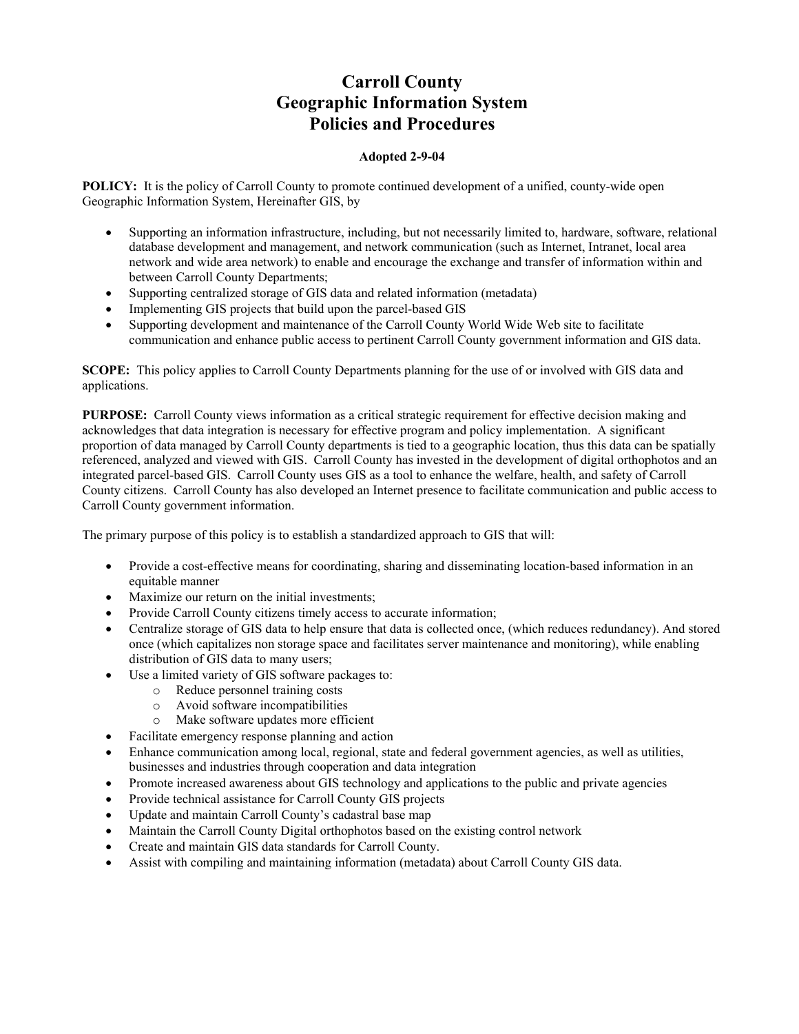# Carroll County
# Geographic Information System
# Policies and Procedures

**Adopted 2-9-04**

**POLICY:** It is the policy of Carroll County to promote continued development of a unified, county-wide open Geographic Information System, Hereinafter GIS, by

- Supporting an information infrastructure, including, but not necessarily limited to, hardware, software, relational database development and management, and network communication (such as Internet, Intranet, local area network and wide area network) to enable and encourage the exchange and transfer of information within and between Carroll County Departments;
- Supporting centralized storage of GIS data and related information (metadata)
- Implementing GIS projects that build upon the parcel-based GIS
- Supporting development and maintenance of the Carroll County World Wide Web site to facilitate communication and enhance public access to pertinent Carroll County government information and GIS data.

**SCOPE:** This policy applies to Carroll County Departments planning for the use of or involved with GIS data and applications.

**PURPOSE:** Carroll County views information as a critical strategic requirement for effective decision making and acknowledges that data integration is necessary for effective program and policy implementation. A significant proportion of data managed by Carroll County departments is tied to a geographic location, thus this data can be spatially referenced, analyzed and viewed with GIS. Carroll County has invested in the development of digital orthophotos and an integrated parcel-based GIS. Carroll County uses GIS as a tool to enhance the welfare, health, and safety of Carroll County citizens. Carroll County has also developed an Internet presence to facilitate communication and public access to Carroll County government information.

The primary purpose of this policy is to establish a standardized approach to GIS that will:

- Provide a cost-effective means for coordinating, sharing and disseminating location-based information in an equitable manner
- Maximize our return on the initial investments;
- Provide Carroll County citizens timely access to accurate information;
- Centralize storage of GIS data to help ensure that data is collected once, (which reduces redundancy). And stored once (which capitalizes non storage space and facilitates server maintenance and monitoring), while enabling distribution of GIS data to many users;
- Use a limited variety of GIS software packages to:
  - Reduce personnel training costs
  - Avoid software incompatibilities
  - Make software updates more efficient
- Facilitate emergency response planning and action
- Enhance communication among local, regional, state and federal government agencies, as well as utilities, businesses and industries through cooperation and data integration
- Promote increased awareness about GIS technology and applications to the public and private agencies
- Provide technical assistance for Carroll County GIS projects
- Update and maintain Carroll County's cadastral base map
- Maintain the Carroll County Digital orthophotos based on the existing control network
- Create and maintain GIS data standards for Carroll County.
- Assist with compiling and maintaining information (metadata) about Carroll County GIS data.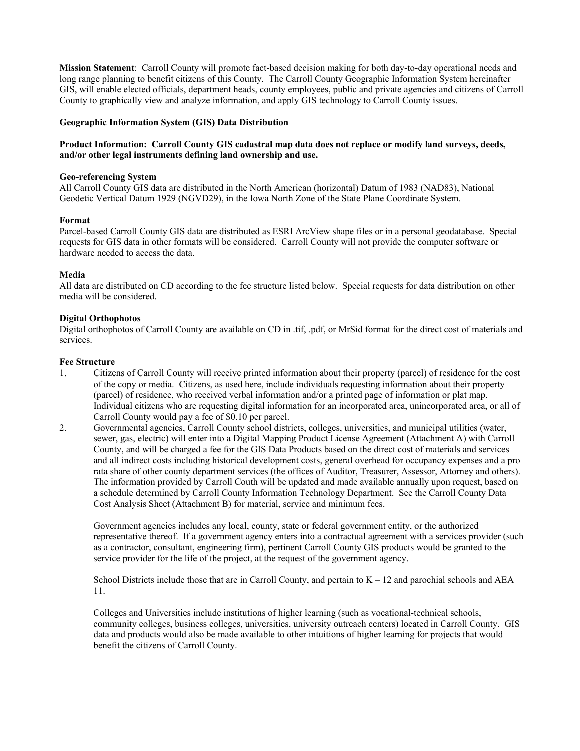**Mission Statement**: Carroll County will promote fact-based decision making for both day-to-day operational needs and long range planning to benefit citizens of this County. The Carroll County Geographic Information System hereinafter GIS, will enable elected officials, department heads, county employees, public and private agencies and citizens of Carroll County to graphically view and analyze information, and apply GIS technology to Carroll County issues.

## Geographic Information System (GIS) Data Distribution

**Product Information: Carroll County GIS cadastral map data does not replace or modify land surveys, deeds, and/or other legal instruments defining land ownership and use.**

### Geo-referencing System

All Carroll County GIS data are distributed in the North American (horizontal) Datum of 1983 (NAD83), National Geodetic Vertical Datum 1929 (NGVD29), in the Iowa North Zone of the State Plane Coordinate System.

### Format

Parcel-based Carroll County GIS data are distributed as ESRI ArcView shape files or in a personal geodatabase. Special requests for GIS data in other formats will be considered. Carroll County will not provide the computer software or hardware needed to access the data.

### Media

All data are distributed on CD according to the fee structure listed below. Special requests for data distribution on other media will be considered.

### Digital Orthophotos

Digital orthophotos of Carroll County are available on CD in .tif, .pdf, or MrSid format for the direct cost of materials and services.

### Fee Structure

1. Citizens of Carroll County will receive printed information about their property (parcel) of residence for the cost of the copy or media. Citizens, as used here, include individuals requesting information about their property (parcel) of residence, who received verbal information and/or a printed page of information or plat map. Individual citizens who are requesting digital information for an incorporated area, unincorporated area, or all of Carroll County would pay a fee of $0.10 per parcel.

2. Governmental agencies, Carroll County school districts, colleges, universities, and municipal utilities (water, sewer, gas, electric) will enter into a Digital Mapping Product License Agreement (Attachment A) with Carroll County, and will be charged a fee for the GIS Data Products based on the direct cost of materials and services and all indirect costs including historical development costs, general overhead for occupancy expenses and a pro rata share of other county department services (the offices of Auditor, Treasurer, Assessor, Attorney and others). The information provided by Carroll Couth will be updated and made available annually upon request, based on a schedule determined by Carroll County Information Technology Department. See the Carroll County Data Cost Analysis Sheet (Attachment B) for material, service and minimum fees.

   Government agencies includes any local, county, state or federal government entity, or the authorized representative thereof. If a government agency enters into a contractual agreement with a services provider (such as a contractor, consultant, engineering firm), pertinent Carroll County GIS products would be granted to the service provider for the life of the project, at the request of the government agency.

   School Districts include those that are in Carroll County, and pertain to K – 12 and parochial schools and AEA 11.

   Colleges and Universities include institutions of higher learning (such as vocational-technical schools, community colleges, business colleges, universities, university outreach centers) located in Carroll County. GIS data and products would also be made available to other intuitions of higher learning for projects that would benefit the citizens of Carroll County.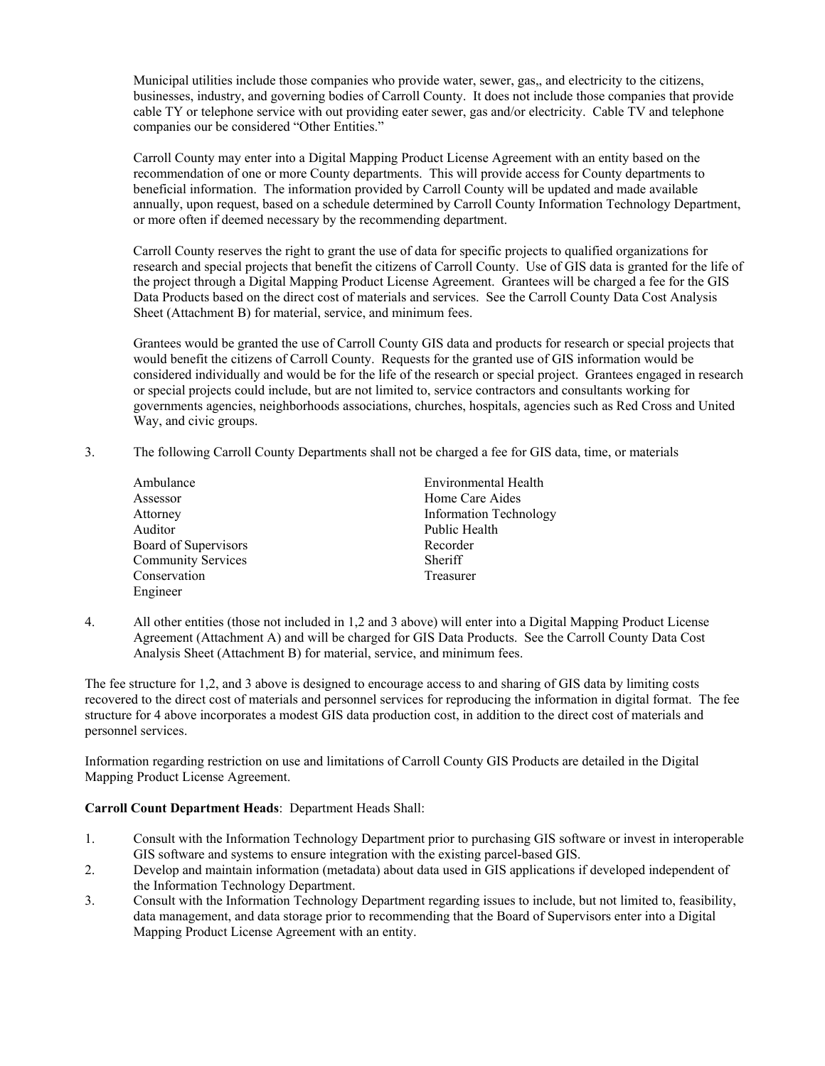Municipal utilities include those companies who provide water, sewer, gas,, and electricity to the citizens, businesses, industry, and governing bodies of Carroll County. It does not include those companies that provide cable TY or telephone service with out providing eater sewer, gas and/or electricity. Cable TV and telephone companies our be considered "Other Entities."

Carroll County may enter into a Digital Mapping Product License Agreement with an entity based on the recommendation of one or more County departments. This will provide access for County departments to beneficial information. The information provided by Carroll County will be updated and made available annually, upon request, based on a schedule determined by Carroll County Information Technology Department, or more often if deemed necessary by the recommending department.

Carroll County reserves the right to grant the use of data for specific projects to qualified organizations for research and special projects that benefit the citizens of Carroll County. Use of GIS data is granted for the life of the project through a Digital Mapping Product License Agreement. Grantees will be charged a fee for the GIS Data Products based on the direct cost of materials and services. See the Carroll County Data Cost Analysis Sheet (Attachment B) for material, service, and minimum fees.

Grantees would be granted the use of Carroll County GIS data and products for research or special projects that would benefit the citizens of Carroll County. Requests for the granted use of GIS information would be considered individually and would be for the life of the research or special project. Grantees engaged in research or special projects could include, but are not limited to, service contractors and consultants working for governments agencies, neighborhoods associations, churches, hospitals, agencies such as Red Cross and United Way, and civic groups.

3. The following Carroll County Departments shall not be charged a fee for GIS data, time, or materials

   - Ambulance
   - Assessor
   - Attorney
   - Auditor
   - Board of Supervisors
   - Community Services
   - Conservation
   - Engineer
   - Environmental Health
   - Home Care Aides
   - Information Technology
   - Public Health
   - Recorder
   - Sheriff
   - Treasurer

4. All other entities (those not included in 1,2 and 3 above) will enter into a Digital Mapping Product License Agreement (Attachment A) and will be charged for GIS Data Products. See the Carroll County Data Cost Analysis Sheet (Attachment B) for material, service, and minimum fees.

The fee structure for 1,2, and 3 above is designed to encourage access to and sharing of GIS data by limiting costs recovered to the direct cost of materials and personnel services for reproducing the information in digital format. The fee structure for 4 above incorporates a modest GIS data production cost, in addition to the direct cost of materials and personnel services.

Information regarding restriction on use and limitations of Carroll County GIS Products are detailed in the Digital Mapping Product License Agreement.

**Carroll Count Department Heads**: Department Heads Shall:

1. Consult with the Information Technology Department prior to purchasing GIS software or invest in interoperable GIS software and systems to ensure integration with the existing parcel-based GIS.
2. Develop and maintain information (metadata) about data used in GIS applications if developed independent of the Information Technology Department.
3. Consult with the Information Technology Department regarding issues to include, but not limited to, feasibility, data management, and data storage prior to recommending that the Board of Supervisors enter into a Digital Mapping Product License Agreement with an entity.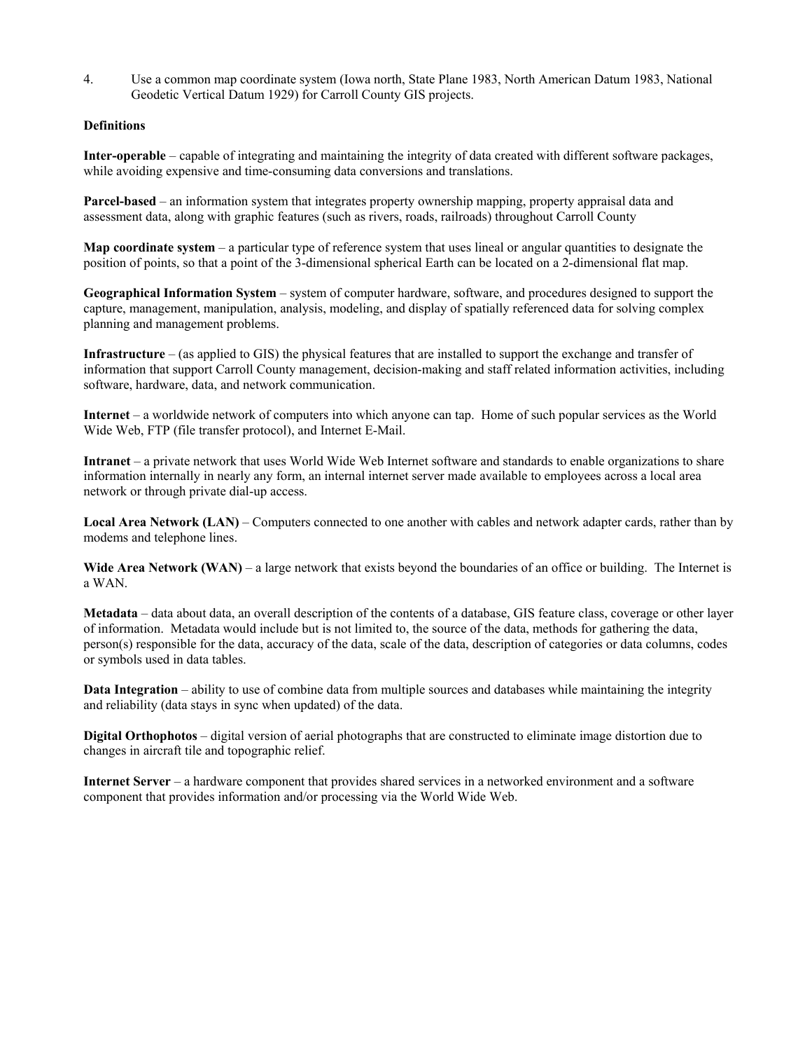4. Use a common map coordinate system (Iowa north, State Plane 1983, North American Datum 1983, National Geodetic Vertical Datum 1929) for Carroll County GIS projects.

**Definitions**

**Inter-operable** – capable of integrating and maintaining the integrity of data created with different software packages, while avoiding expensive and time-consuming data conversions and translations.

**Parcel-based** – an information system that integrates property ownership mapping, property appraisal data and assessment data, along with graphic features (such as rivers, roads, railroads) throughout Carroll County

**Map coordinate system** – a particular type of reference system that uses lineal or angular quantities to designate the position of points, so that a point of the 3-dimensional spherical Earth can be located on a 2-dimensional flat map.

**Geographical Information System** – system of computer hardware, software, and procedures designed to support the capture, management, manipulation, analysis, modeling, and display of spatially referenced data for solving complex planning and management problems.

**Infrastructure** – (as applied to GIS) the physical features that are installed to support the exchange and transfer of information that support Carroll County management, decision-making and staff related information activities, including software, hardware, data, and network communication.

**Internet** – a worldwide network of computers into which anyone can tap. Home of such popular services as the World Wide Web, FTP (file transfer protocol), and Internet E-Mail.

**Intranet** – a private network that uses World Wide Web Internet software and standards to enable organizations to share information internally in nearly any form, an internal internet server made available to employees across a local area network or through private dial-up access.

**Local Area Network (LAN)** – Computers connected to one another with cables and network adapter cards, rather than by modems and telephone lines.

**Wide Area Network (WAN)** – a large network that exists beyond the boundaries of an office or building. The Internet is a WAN.

**Metadata** – data about data, an overall description of the contents of a database, GIS feature class, coverage or other layer of information. Metadata would include but is not limited to, the source of the data, methods for gathering the data, person(s) responsible for the data, accuracy of the data, scale of the data, description of categories or data columns, codes or symbols used in data tables.

**Data Integration** – ability to use of combine data from multiple sources and databases while maintaining the integrity and reliability (data stays in sync when updated) of the data.

**Digital Orthophotos** – digital version of aerial photographs that are constructed to eliminate image distortion due to changes in aircraft tile and topographic relief.

**Internet Server** – a hardware component that provides shared services in a networked environment and a software component that provides information and/or processing via the World Wide Web.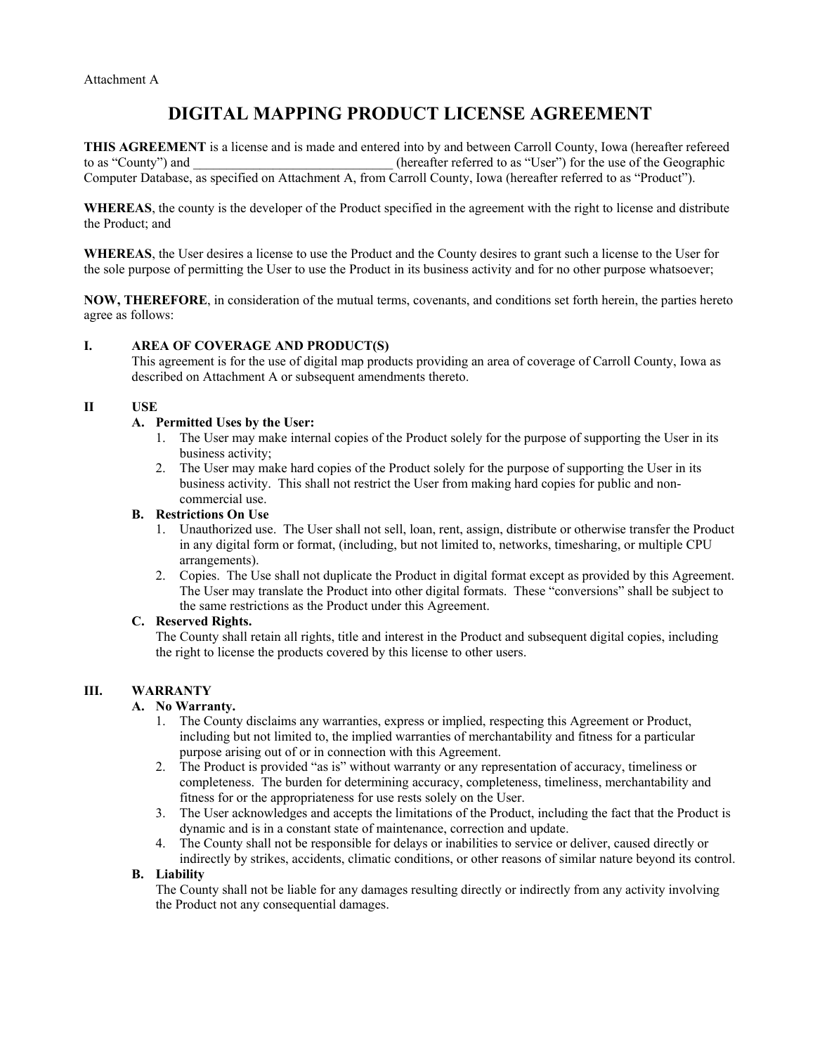Attachment A

# DIGITAL MAPPING PRODUCT LICENSE AGREEMENT

**THIS AGREEMENT** is a license and is made and entered into by and between Carroll County, Iowa (hereafter refereed to as "County") and ______________________________ (hereafter referred to as "User") for the use of the Geographic Computer Database, as specified on Attachment A, from Carroll County, Iowa (hereafter referred to as "Product").

**WHEREAS**, the county is the developer of the Product specified in the agreement with the right to license and distribute the Product; and

**WHEREAS**, the User desires a license to use the Product and the County desires to grant such a license to the User for the sole purpose of permitting the User to use the Product in its business activity and for no other purpose whatsoever;

**NOW, THEREFORE**, in consideration of the mutual terms, covenants, and conditions set forth herein, the parties hereto agree as follows:

## I. AREA OF COVERAGE AND PRODUCT(S)

This agreement is for the use of digital map products providing an area of coverage of Carroll County, Iowa as described on Attachment A or subsequent amendments thereto.

## II USE

**A. Permitted Uses by the User:**

1. The User may make internal copies of the Product solely for the purpose of supporting the User in its business activity;
2. The User may make hard copies of the Product solely for the purpose of supporting the User in its business activity. This shall not restrict the User from making hard copies for public and non-commercial use.

**B. Restrictions On Use**

1. Unauthorized use. The User shall not sell, loan, rent, assign, distribute or otherwise transfer the Product in any digital form or format, (including, but not limited to, networks, timesharing, or multiple CPU arrangements).
2. Copies. The Use shall not duplicate the Product in digital format except as provided by this Agreement. The User may translate the Product into other digital formats. These "conversions" shall be subject to the same restrictions as the Product under this Agreement.

**C. Reserved Rights.**

The County shall retain all rights, title and interest in the Product and subsequent digital copies, including the right to license the products covered by this license to other users.

## III. WARRANTY

**A. No Warranty.**

1. The County disclaims any warranties, express or implied, respecting this Agreement or Product, including but not limited to, the implied warranties of merchantability and fitness for a particular purpose arising out of or in connection with this Agreement.
2. The Product is provided "as is" without warranty or any representation of accuracy, timeliness or completeness. The burden for determining accuracy, completeness, timeliness, merchantability and fitness for or the appropriateness for use rests solely on the User.
3. The User acknowledges and accepts the limitations of the Product, including the fact that the Product is dynamic and is in a constant state of maintenance, correction and update.
4. The County shall not be responsible for delays or inabilities to service or deliver, caused directly or indirectly by strikes, accidents, climatic conditions, or other reasons of similar nature beyond its control.

**B. Liability**

The County shall not be liable for any damages resulting directly or indirectly from any activity involving the Product not any consequential damages.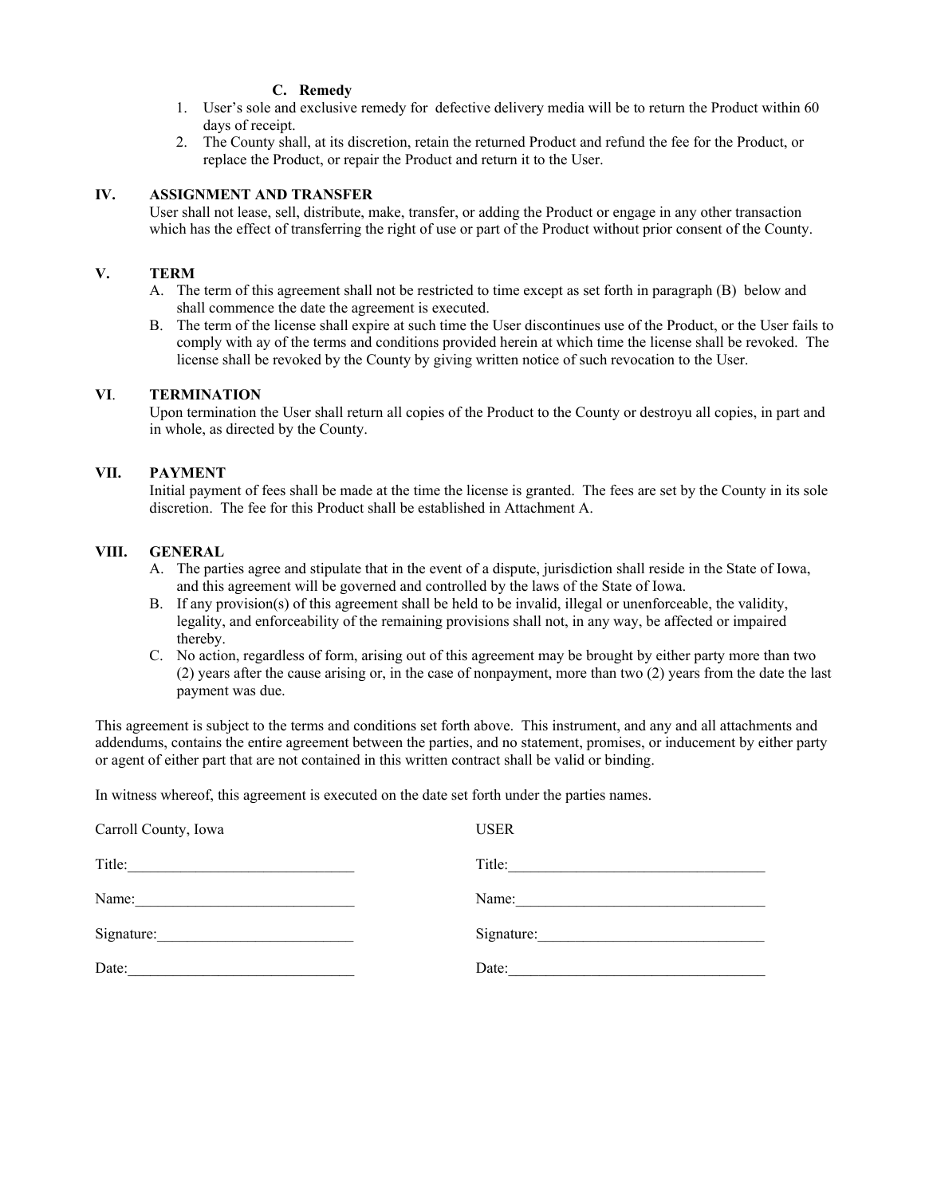### C. Remedy

1. User's sole and exclusive remedy for defective delivery media will be to return the Product within 60 days of receipt.
2. The County shall, at its discretion, retain the returned Product and refund the fee for the Product, or replace the Product, or repair the Product and return it to the User.

## IV. ASSIGNMENT AND TRANSFER

User shall not lease, sell, distribute, make, transfer, or adding the Product or engage in any other transaction which has the effect of transferring the right of use or part of the Product without prior consent of the County.

## V. TERM

A. The term of this agreement shall not be restricted to time except as set forth in paragraph (B) below and shall commence the date the agreement is executed.

B. The term of the license shall expire at such time the User discontinues use of the Product, or the User fails to comply with ay of the terms and conditions provided herein at which time the license shall be revoked. The license shall be revoked by the County by giving written notice of such revocation to the User.

## VI. TERMINATION

Upon termination the User shall return all copies of the Product to the County or destroyu all copies, in part and in whole, as directed by the County.

## VII. PAYMENT

Initial payment of fees shall be made at the time the license is granted. The fees are set by the County in its sole discretion. The fee for this Product shall be established in Attachment A.

## VIII. GENERAL

A. The parties agree and stipulate that in the event of a dispute, jurisdiction shall reside in the State of Iowa, and this agreement will be governed and controlled by the laws of the State of Iowa.

B. If any provision(s) of this agreement shall be held to be invalid, illegal or unenforceable, the validity, legality, and enforceability of the remaining provisions shall not, in any way, be affected or impaired thereby.

C. No action, regardless of form, arising out of this agreement may be brought by either party more than two (2) years after the cause arising or, in the case of nonpayment, more than two (2) years from the date the last payment was due.

This agreement is subject to the terms and conditions set forth above. This instrument, and any and all attachments and addendums, contains the entire agreement between the parties, and no statement, promises, or inducement by either party or agent of either part that are not contained in this written contract shall be valid or binding.

In witness whereof, this agreement is executed on the date set forth under the parties names.

| Carroll County, Iowa | USER |
|---|---|
| Title:______________________________ | Title:__________________________________ |
| Name:_____________________________ | Name:_________________________________ |
| Signature:__________________________ | Signature:______________________________ |
| Date:______________________________ | Date:__________________________________ |